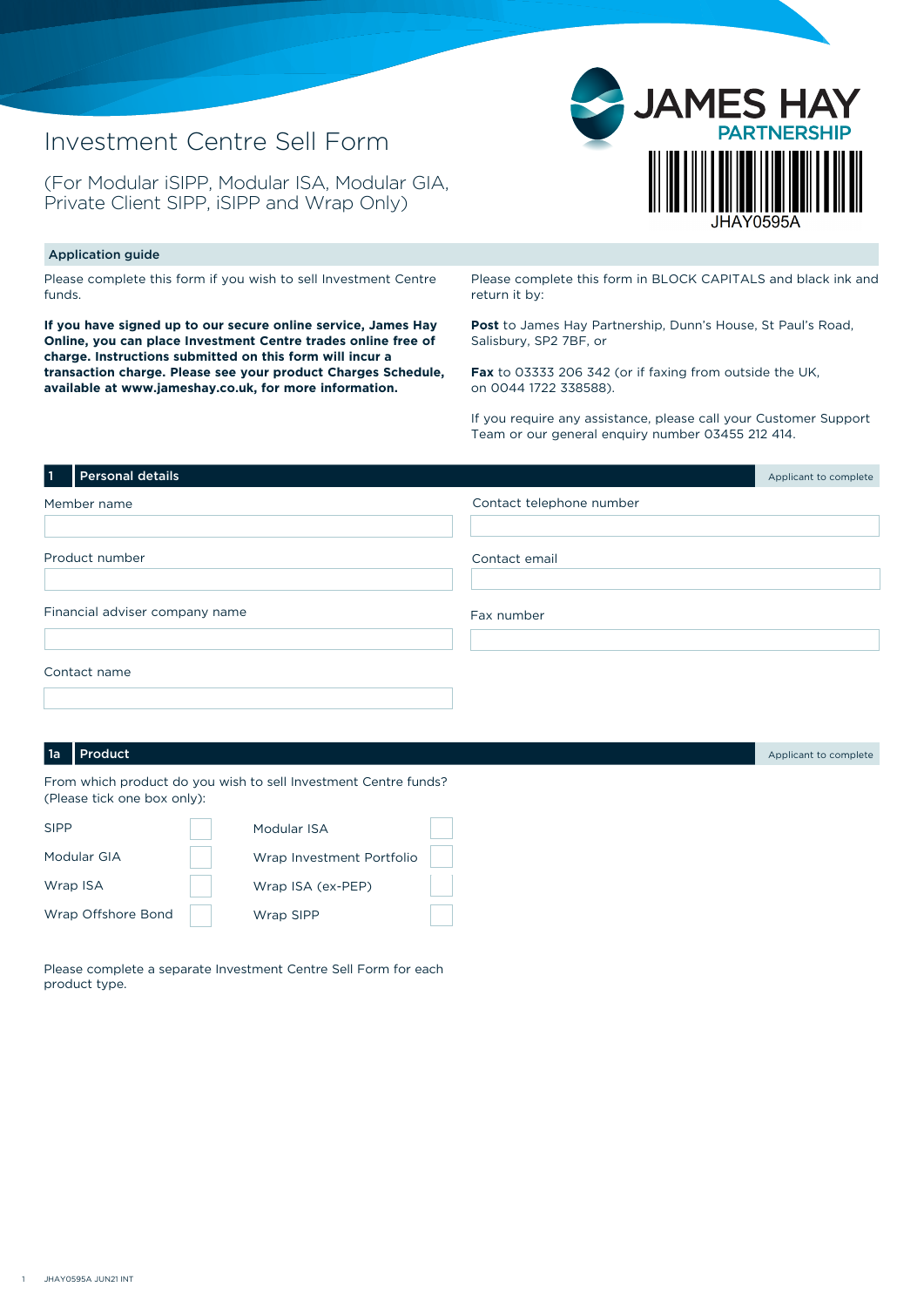# Investment Centre Sell Form

(For Modular iSIPP, Modular ISA, Modular GIA, Private Client SIPP, iSIPP and Wrap Only)

JAMES HAY PARTNERSHIP

JHAY0595A

## Application guide

Please complete this form if you wish to sell Investment Centre funds.

**If you have signed up to our secure online service, James Hay Online, you can place Investment Centre trades online free of charge. Instructions submitted on this form will incur a transaction charge. Please see your product Charges Schedule, available at www.jameshay.co.uk, for more information.**

Please complete this form in BLOCK CAPITALS and black ink and return it by:

**Post** to James Hay Partnership, Dunn's House, St Paul's Road, Salisbury, SP2 7BF, or

**Fax** to 03333 206 342 (or if faxing from outside the UK, on 0044 1722 338588).

If you require any assistance, please call your Customer Support Team or our general enquiry number 03455 212 414.

## 1 Personal details

Applicant to complete

Member name

Contact telephone number

Product number

Contact email

Financial adviser company name

Fax number

Contact name

## 1a Product

Applicant to complete

From which product do you wish to sell Investment Centre funds? (Please tick one box only):

| | | | |
|---|---|---|---|
| SIPP | ☐ | Modular ISA | ☐ |
| Modular GIA | ☐ | Wrap Investment Portfolio | ☐ |
| Wrap ISA | ☐ | Wrap ISA (ex-PEP) | ☐ |
| Wrap Offshore Bond | ☐ | Wrap SIPP | ☐ |

Please complete a separate Investment Centre Sell Form for each product type.

JHAY0595A JUN21 INT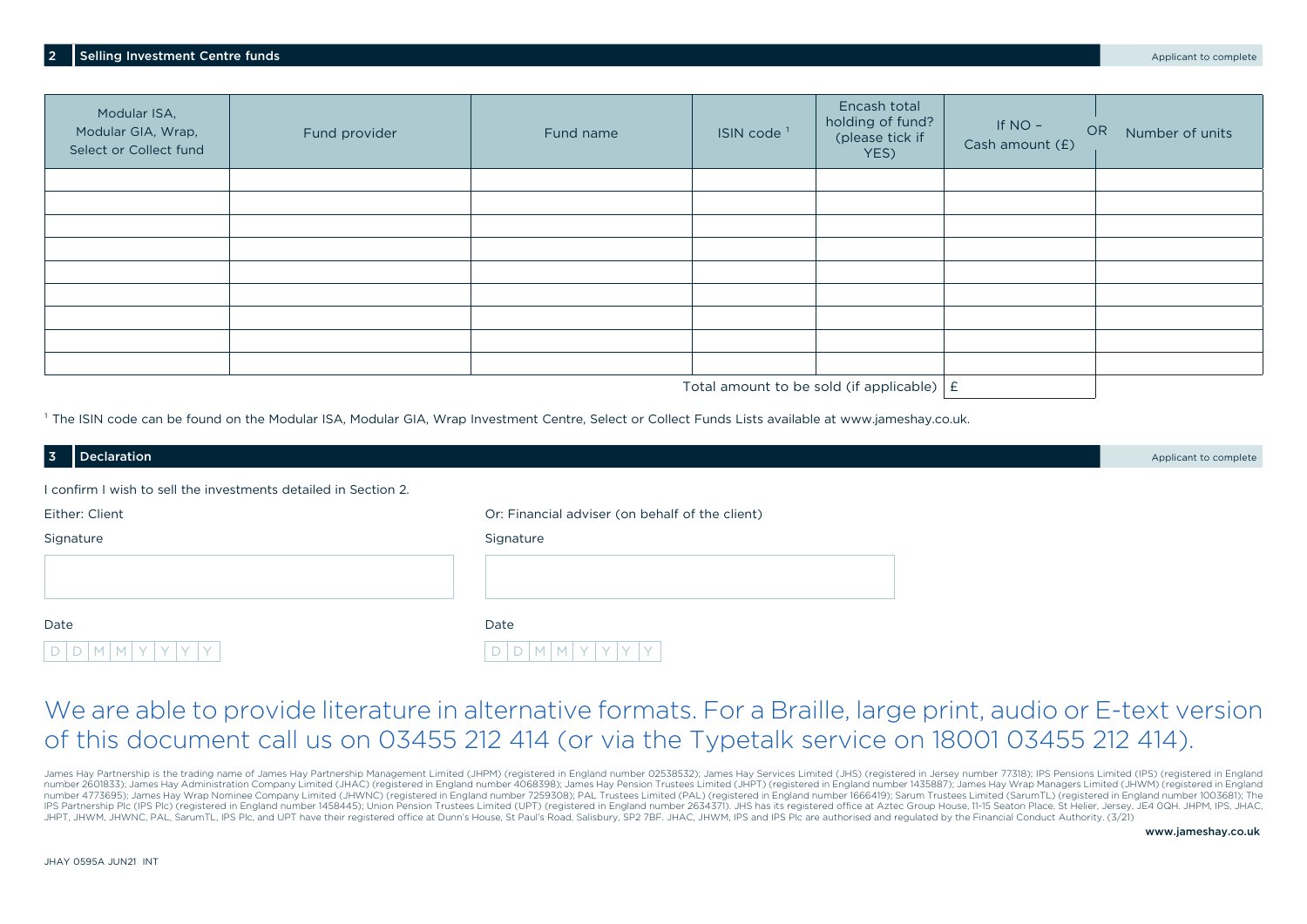## 2 Selling Investment Centre funds

Applicant to complete

| Modular ISA, Modular GIA, Wrap, Select or Collect fund | Fund provider | Fund name | ISIN code [1] | Encash total holding of fund? (please tick if YES) | If NO – Cash amount (£) | OR Number of units |
|---|---|---|---|---|---|---|
| | | | | | | |
| | | | | | | |
| | | | | | | |
| | | | | | | |
| | | | | | | |
| | | | | | | |
| | | | | | | |
| | | | | | | |
| | | | | | | |
| | | | | Total amount to be sold (if applicable) | £ | |

[1] The ISIN code can be found on the Modular ISA, Modular GIA, Wrap Investment Centre, Select or Collect Funds Lists available at www.jameshay.co.uk.

## 3 Declaration

Applicant to complete

I confirm I wish to sell the investments detailed in Section 2.

Either: Client

Signature

Date

D D M M Y Y Y Y

Or: Financial adviser (on behalf of the client)

Signature

Date

D D M M Y Y Y Y

We are able to provide literature in alternative formats. For a Braille, large print, audio or E-text version of this document call us on 03455 212 414 (or via the Typetalk service on 18001 03455 212 414).

James Hay Partnership is the trading name of James Hay Partnership Management Limited (JHPM) (registered in England number 02538532); James Hay Services Limited (JHS) (registered in Jersey number 77318); IPS Pensions Limited (IPS) (registered in England number 2601833); James Hay Administration Company Limited (JHAC) (registered in England number 4068398); James Hay Pension Trustees Limited (JHPT) (registered in England number 1435887); James Hay Wrap Managers Limited (JHWM) (registered in England number 4773695); James Hay Wrap Nominee Company Limited (JHWNC) (registered in England number 7259308); PAL Trustees Limited (PAL) (registered in England number 1666419); Sarum Trustees Limited (SarumTL) (registered in England number 1003681); The IPS Partnership Plc (IPS Plc) (registered in England number 1458445); Union Pension Trustees Limited (UPT) (registered in England number 2634371). JHS has its registered office at Aztec Group House, 11-15 Seaton Place, St Helier, Jersey, JE4 0QH. JHPM, IPS, JHAC, JHPT, JHWM, JHWNC, PAL, SarumTL, IPS Plc, and UPT have their registered office at Dunn's House, St Paul's Road, Salisbury, SP2 7BF. JHAC, JHWM, IPS and IPS Plc are authorised and regulated by the Financial Conduct Authority. (3/21)

www.jameshay.co.uk

JHAY 0595A JUN21 INT